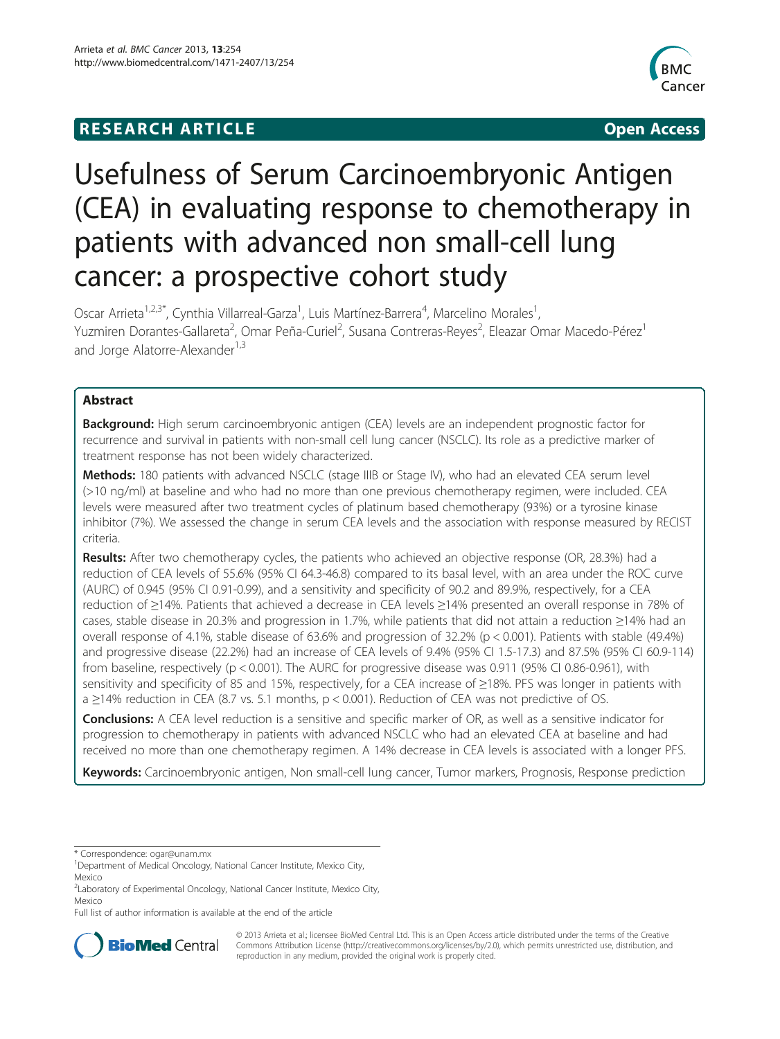RESEARCH ARTICLE **Open Access**

# Usefulness of Serum Carcinoembryonic Antigen (CEA) in evaluating response to chemotherapy in patients with advanced non small-cell lung cancer: a prospective cohort study

Oscar Arrieta[1,2,3*], Cynthia Villarreal-Garza[1], Luis Martínez-Barrera[4], Marcelino Morales[1], Yuzmiren Dorantes-Gallareta[2], Omar Peña-Curiel[2], Susana Contreras-Reyes[2], Eleazar Omar Macedo-Pérez[1] and Jorge Alatorre-Alexander[1,3]

## Abstract

**Background:** High serum carcinoembryonic antigen (CEA) levels are an independent prognostic factor for recurrence and survival in patients with non-small cell lung cancer (NSCLC). Its role as a predictive marker of treatment response has not been widely characterized.

**Methods:** 180 patients with advanced NSCLC (stage IIIB or Stage IV), who had an elevated CEA serum level (>10 ng/ml) at baseline and who had no more than one previous chemotherapy regimen, were included. CEA levels were measured after two treatment cycles of platinum based chemotherapy (93%) or a tyrosine kinase inhibitor (7%). We assessed the change in serum CEA levels and the association with response measured by RECIST criteria.

**Results:** After two chemotherapy cycles, the patients who achieved an objective response (OR, 28.3%) had a reduction of CEA levels of 55.6% (95% CI 64.3-46.8) compared to its basal level, with an area under the ROC curve (AURC) of 0.945 (95% CI 0.91-0.99), and a sensitivity and specificity of 90.2 and 89.9%, respectively, for a CEA reduction of ≥14%. Patients that achieved a decrease in CEA levels ≥14% presented an overall response in 78% of cases, stable disease in 20.3% and progression in 1.7%, while patients that did not attain a reduction ≥14% had an overall response of 4.1%, stable disease of 63.6% and progression of 32.2% ($p < 0.001$). Patients with stable (49.4%) and progressive disease (22.2%) had an increase of CEA levels of 9.4% (95% CI 1.5-17.3) and 87.5% (95% CI 60.9-114) from baseline, respectively ($p < 0.001$). The AURC for progressive disease was 0.911 (95% CI 0.86-0.961), with sensitivity and specificity of 85 and 15%, respectively, for a CEA increase of ≥18%. PFS was longer in patients with a ≥14% reduction in CEA (8.7 vs. 5.1 months, $p < 0.001$). Reduction of CEA was not predictive of OS.

**Conclusions:** A CEA level reduction is a sensitive and specific marker of OR, as well as a sensitive indicator for progression to chemotherapy in patients with advanced NSCLC who had an elevated CEA at baseline and had received no more than one chemotherapy regimen. A 14% decrease in CEA levels is associated with a longer PFS.

**Keywords:** Carcinoembryonic antigen, Non small-cell lung cancer, Tumor markers, Prognosis, Response prediction

\* Correspondence: ogar@unam.mx
[1]Department of Medical Oncology, National Cancer Institute, Mexico City, Mexico
[2]Laboratory of Experimental Oncology, National Cancer Institute, Mexico City, Mexico
Full list of author information is available at the end of the article

© 2013 Arrieta et al.; licensee BioMed Central Ltd. This is an Open Access article distributed under the terms of the Creative Commons Attribution License (http://creativecommons.org/licenses/by/2.0), which permits unrestricted use, distribution, and reproduction in any medium, provided the original work is properly cited.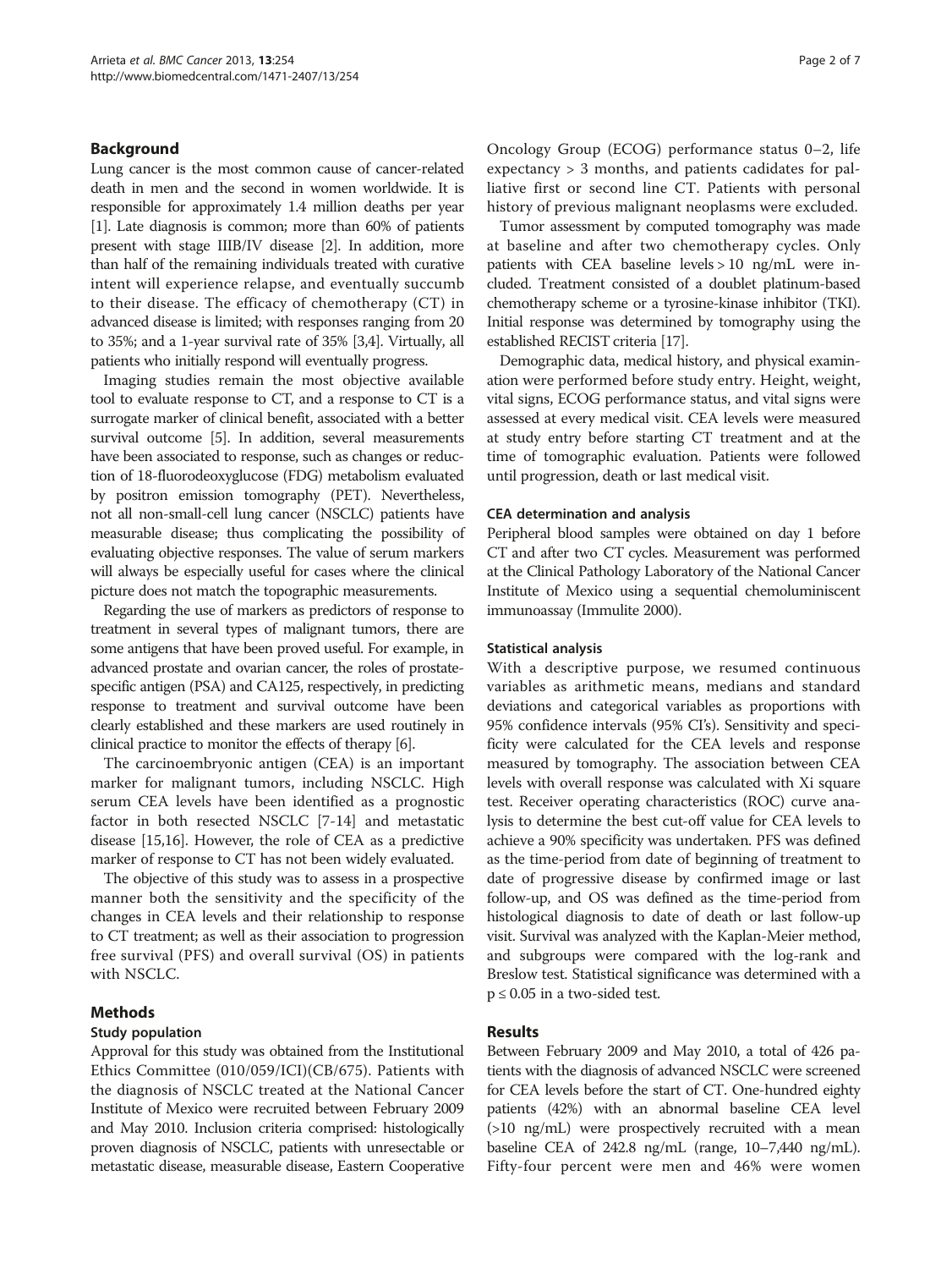## Background

Lung cancer is the most common cause of cancer-related death in men and the second in women worldwide. It is responsible for approximately 1.4 million deaths per year [1]. Late diagnosis is common; more than 60% of patients present with stage IIIB/IV disease [2]. In addition, more than half of the remaining individuals treated with curative intent will experience relapse, and eventually succumb to their disease. The efficacy of chemotherapy (CT) in advanced disease is limited; with responses ranging from 20 to 35%; and a 1-year survival rate of 35% [3,4]. Virtually, all patients who initially respond will eventually progress.

Imaging studies remain the most objective available tool to evaluate response to CT, and a response to CT is a surrogate marker of clinical benefit, associated with a better survival outcome [5]. In addition, several measurements have been associated to response, such as changes or reduction of 18-fluorodeoxyglucose (FDG) metabolism evaluated by positron emission tomography (PET). Nevertheless, not all non-small-cell lung cancer (NSCLC) patients have measurable disease; thus complicating the possibility of evaluating objective responses. The value of serum markers will always be especially useful for cases where the clinical picture does not match the topographic measurements.

Regarding the use of markers as predictors of response to treatment in several types of malignant tumors, there are some antigens that have been proved useful. For example, in advanced prostate and ovarian cancer, the roles of prostate-specific antigen (PSA) and CA125, respectively, in predicting response to treatment and survival outcome have been clearly established and these markers are used routinely in clinical practice to monitor the effects of therapy [6].

The carcinoembryonic antigen (CEA) is an important marker for malignant tumors, including NSCLC. High serum CEA levels have been identified as a prognostic factor in both resected NSCLC [7-14] and metastatic disease [15,16]. However, the role of CEA as a predictive marker of response to CT has not been widely evaluated.

The objective of this study was to assess in a prospective manner both the sensitivity and the specificity of the changes in CEA levels and their relationship to response to CT treatment; as well as their association to progression free survival (PFS) and overall survival (OS) in patients with NSCLC.

## Methods

### Study population

Approval for this study was obtained from the Institutional Ethics Committee (010/059/ICI)(CB/675). Patients with the diagnosis of NSCLC treated at the National Cancer Institute of Mexico were recruited between February 2009 and May 2010. Inclusion criteria comprised: histologically proven diagnosis of NSCLC, patients with unresectable or metastatic disease, measurable disease, Eastern Cooperative Oncology Group (ECOG) performance status 0–2, life expectancy > 3 months, and patients cadidates for palliative first or second line CT. Patients with personal history of previous malignant neoplasms were excluded.

Tumor assessment by computed tomography was made at baseline and after two chemotherapy cycles. Only patients with CEA baseline levels > 10 ng/mL were included. Treatment consisted of a doublet platinum-based chemotherapy scheme or a tyrosine-kinase inhibitor (TKI). Initial response was determined by tomography using the established RECIST criteria [17].

Demographic data, medical history, and physical examination were performed before study entry. Height, weight, vital signs, ECOG performance status, and vital signs were assessed at every medical visit. CEA levels were measured at study entry before starting CT treatment and at the time of tomographic evaluation. Patients were followed until progression, death or last medical visit.

### CEA determination and analysis

Peripheral blood samples were obtained on day 1 before CT and after two CT cycles. Measurement was performed at the Clinical Pathology Laboratory of the National Cancer Institute of Mexico using a sequential chemoluminiscent immunoassay (Immulite 2000).

### Statistical analysis

With a descriptive purpose, we resumed continuous variables as arithmetic means, medians and standard deviations and categorical variables as proportions with 95% confidence intervals (95% CI's). Sensitivity and specificity were calculated for the CEA levels and response measured by tomography. The association between CEA levels with overall response was calculated with Xi square test. Receiver operating characteristics (ROC) curve analysis to determine the best cut-off value for CEA levels to achieve a 90% specificity was undertaken. PFS was defined as the time-period from date of beginning of treatment to date of progressive disease by confirmed image or last follow-up, and OS was defined as the time-period from histological diagnosis to date of death or last follow-up visit. Survival was analyzed with the Kaplan-Meier method, and subgroups were compared with the log-rank and Breslow test. Statistical significance was determined with a $p \leq 0.05$ in a two-sided test.

## Results

Between February 2009 and May 2010, a total of 426 patients with the diagnosis of advanced NSCLC were screened for CEA levels before the start of CT. One-hundred eighty patients (42%) with an abnormal baseline CEA level (>10 ng/mL) were prospectively recruited with a mean baseline CEA of 242.8 ng/mL (range, 10–7,440 ng/mL). Fifty-four percent were men and 46% were women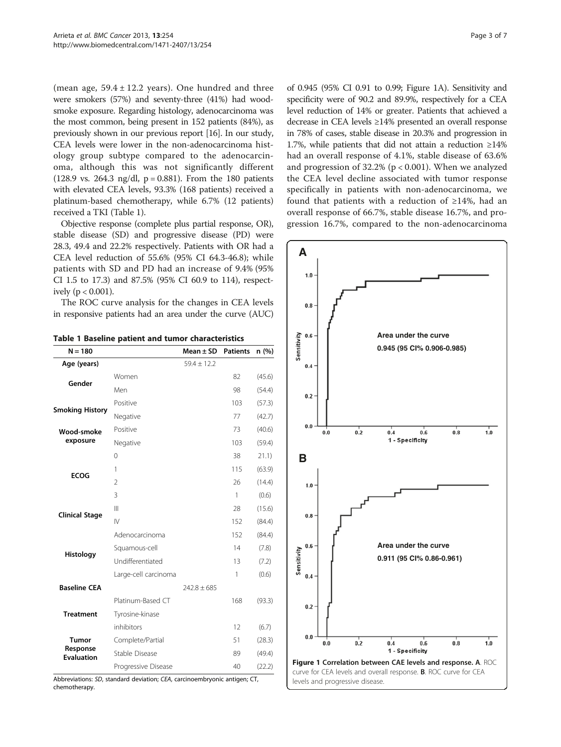(mean age, 59.4 ± 12.2 years). One hundred and three were smokers (57%) and seventy-three (41%) had wood-smoke exposure. Regarding histology, adenocarcinoma was the most common, being present in 152 patients (84%), as previously shown in our previous report [16]. In our study, CEA levels were lower in the non-adenocarcinoma histology group subtype compared to the adenocarcinoma, although this was not significantly different (128.9 vs. 264.3 ng/dl, $p = 0.881$). From the 180 patients with elevated CEA levels, 93.3% (168 patients) received a platinum-based chemotherapy, while 6.7% (12 patients) received a TKI (Table 1).

Objective response (complete plus partial response, OR), stable disease (SD) and progressive disease (PD) were 28.3, 49.4 and 22.2% respectively. Patients with OR had a CEA level reduction of 55.6% (95% CI 64.3-46.8); while patients with SD and PD had an increase of 9.4% (95% CI 1.5 to 17.3) and 87.5% (95% CI 60.9 to 114), respectively ($p < 0.001$).

The ROC curve analysis for the changes in CEA levels in responsive patients had an area under the curve (AUC) of 0.945 (95% CI 0.91 to 0.99; Figure 1A). Sensitivity and specificity were of 90.2 and 89.9%, respectively for a CEA level reduction of 14% or greater. Patients that achieved a decrease in CEA levels ≥14% presented an overall response in 78% of cases, stable disease in 20.3% and progression in 1.7%, while patients that did not attain a reduction ≥14% had an overall response of 4.1%, stable disease of 63.6% and progression of 32.2% ($p < 0.001$). When we analyzed the CEA level decline associated with tumor response specifically in patients with non-adenocarcinoma, we found that patients with a reduction of ≥14%, had an overall response of 66.7%, stable disease 16.7%, and progression 16.7%, compared to the non-adenocarcinoma

**Table 1 Baseline patient and tumor characteristics**

| N = 180 | | Mean ± SD | Patients | n (%) |
|---|---|---|---|---|
| **Age (years)** | | 59.4 ± 12.2 | | |
| **Gender** | Women | | 82 | (45.6) |
| | Men | | 98 | (54.4) |
| **Smoking History** | Positive | | 103 | (57.3) |
| | Negative | | 77 | (42.7) |
| **Wood-smoke exposure** | Positive | | 73 | (40.6) |
| | Negative | | 103 | (59.4) |
| **ECOG** | 0 | | 38 | 21.1) |
| | 1 | | 115 | (63.9) |
| | 2 | | 26 | (14.4) |
| | 3 | | 1 | (0.6) |
| **Clinical Stage** | III | | 28 | (15.6) |
| | IV | | 152 | (84.4) |
| **Histology** | Adenocarcinoma | | 152 | (84.4) |
| | Squamous-cell | | 14 | (7.8) |
| | Undifferentiated | | 13 | (7.2) |
| | Large-cell carcinoma | | 1 | (0.6) |
| **Baseline CEA** | | 242.8 ± 685 | | |
| **Treatment** | Platinum-Based CT | | 168 | (93.3) |
| | Tyrosine-kinase inhibitors | | 12 | (6.7) |
| **Tumor Response Evaluation** | Complete/Partial | | 51 | (28.3) |
| | Stable Disease | | 89 | (49.4) |
| | Progressive Disease | | 40 | (22.2) |

Abbreviations: *SD*, standard deviation; *CEA*, carcinoembryonic antigen; CT, chemotherapy.

**Figure 1 Correlation between CAE levels and response. A**. ROC curve for CEA levels and overall response. **B**. ROC curve for CEA levels and progressive disease.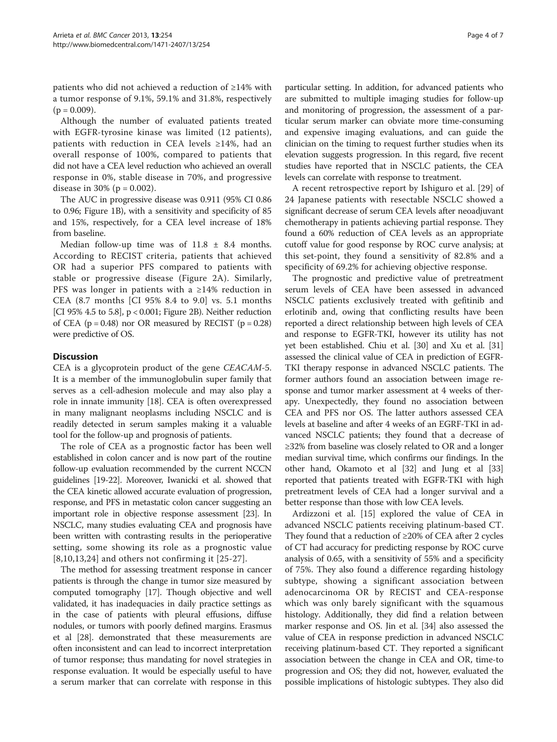patients who did not achieved a reduction of ≥14% with a tumor response of 9.1%, 59.1% and 31.8%, respectively ($p = 0.009$).

Although the number of evaluated patients treated with EGFR-tyrosine kinase was limited (12 patients), patients with reduction in CEA levels ≥14%, had an overall response of 100%, compared to patients that did not have a CEA level reduction who achieved an overall response in 0%, stable disease in 70%, and progressive disease in 30% ($p = 0.002$).

The AUC in progressive disease was 0.911 (95% CI 0.86 to 0.96; Figure 1B), with a sensitivity and specificity of 85 and 15%, respectively, for a CEA level increase of 18% from baseline.

Median follow-up time was of 11.8 ± 8.4 months. According to RECIST criteria, patients that achieved OR had a superior PFS compared to patients with stable or progressive disease (Figure 2A). Similarly, PFS was longer in patients with a ≥14% reduction in CEA (8.7 months [CI 95% 8.4 to 9.0] vs. 5.1 months [CI 95% 4.5 to 5.8], $p < 0.001$; Figure 2B). Neither reduction of CEA ($p = 0.48$) nor OR measured by RECIST ($p = 0.28$) were predictive of OS.

## Discussion

CEA is a glycoprotein product of the gene *CEACAM-5*. It is a member of the immunoglobulin super family that serves as a cell-adhesion molecule and may also play a role in innate immunity [18]. CEA is often overexpressed in many malignant neoplasms including NSCLC and is readily detected in serum samples making it a valuable tool for the follow-up and prognosis of patients.

The role of CEA as a prognostic factor has been well established in colon cancer and is now part of the routine follow-up evaluation recommended by the current NCCN guidelines [19-22]. Moreover, Iwanicki et al. showed that the CEA kinetic allowed accurate evaluation of progression, response, and PFS in metastatic colon cancer suggesting an important role in objective response assessment [23]. In NSCLC, many studies evaluating CEA and prognosis have been written with contrasting results in the perioperative setting, some showing its role as a prognostic value [8,10,13,24] and others not confirming it [25-27].

The method for assessing treatment response in cancer patients is through the change in tumor size measured by computed tomography [17]. Though objective and well validated, it has inadequacies in daily practice settings as in the case of patients with pleural effusions, diffuse nodules, or tumors with poorly defined margins. Erasmus et al [28]. demonstrated that these measurements are often inconsistent and can lead to incorrect interpretation of tumor response; thus mandating for novel strategies in response evaluation. It would be especially useful to have a serum marker that can correlate with response in this particular setting. In addition, for advanced patients who are submitted to multiple imaging studies for follow-up and monitoring of progression, the assessment of a particular serum marker can obviate more time-consuming and expensive imaging evaluations, and can guide the clinician on the timing to request further studies when its elevation suggests progression. In this regard, five recent studies have reported that in NSCLC patients, the CEA levels can correlate with response to treatment.

A recent retrospective report by Ishiguro et al. [29] of 24 Japanese patients with resectable NSCLC showed a significant decrease of serum CEA levels after neoadjuvant chemotherapy in patients achieving partial response. They found a 60% reduction of CEA levels as an appropriate cutoff value for good response by ROC curve analysis; at this set-point, they found a sensitivity of 82.8% and a specificity of 69.2% for achieving objective response.

The prognostic and predictive value of pretreatment serum levels of CEA have been assessed in advanced NSCLC patients exclusively treated with gefitinib and erlotinib and, owing that conflicting results have been reported a direct relationship between high levels of CEA and response to EGFR-TKI, however its utility has not yet been established. Chiu et al. [30] and Xu et al. [31] assessed the clinical value of CEA in prediction of EGFR-TKI therapy response in advanced NSCLC patients. The former authors found an association between image response and tumor marker assessment at 4 weeks of therapy. Unexpectedly, they found no association between CEA and PFS nor OS. The latter authors assessed CEA levels at baseline and after 4 weeks of an EGRF-TKI in advanced NSCLC patients; they found that a decrease of ≥32% from baseline was closely related to OR and a longer median survival time, which confirms our findings. In the other hand, Okamoto et al [32] and Jung et al [33] reported that patients treated with EGFR-TKI with high pretreatment levels of CEA had a longer survival and a better response than those with low CEA levels.

Ardizzoni et al. [15] explored the value of CEA in advanced NSCLC patients receiving platinum-based CT. They found that a reduction of ≥20% of CEA after 2 cycles of CT had accuracy for predicting response by ROC curve analysis of 0.65, with a sensitivity of 55% and a specificity of 75%. They also found a difference regarding histology subtype, showing a significant association between adenocarcinoma OR by RECIST and CEA-response which was only barely significant with the squamous histology. Additionally, they did find a relation between marker response and OS. Jin et al. [34] also assessed the value of CEA in response prediction in advanced NSCLC receiving platinum-based CT. They reported a significant association between the change in CEA and OR, time-to progression and OS; they did not, however, evaluated the possible implications of histologic subtypes. They also did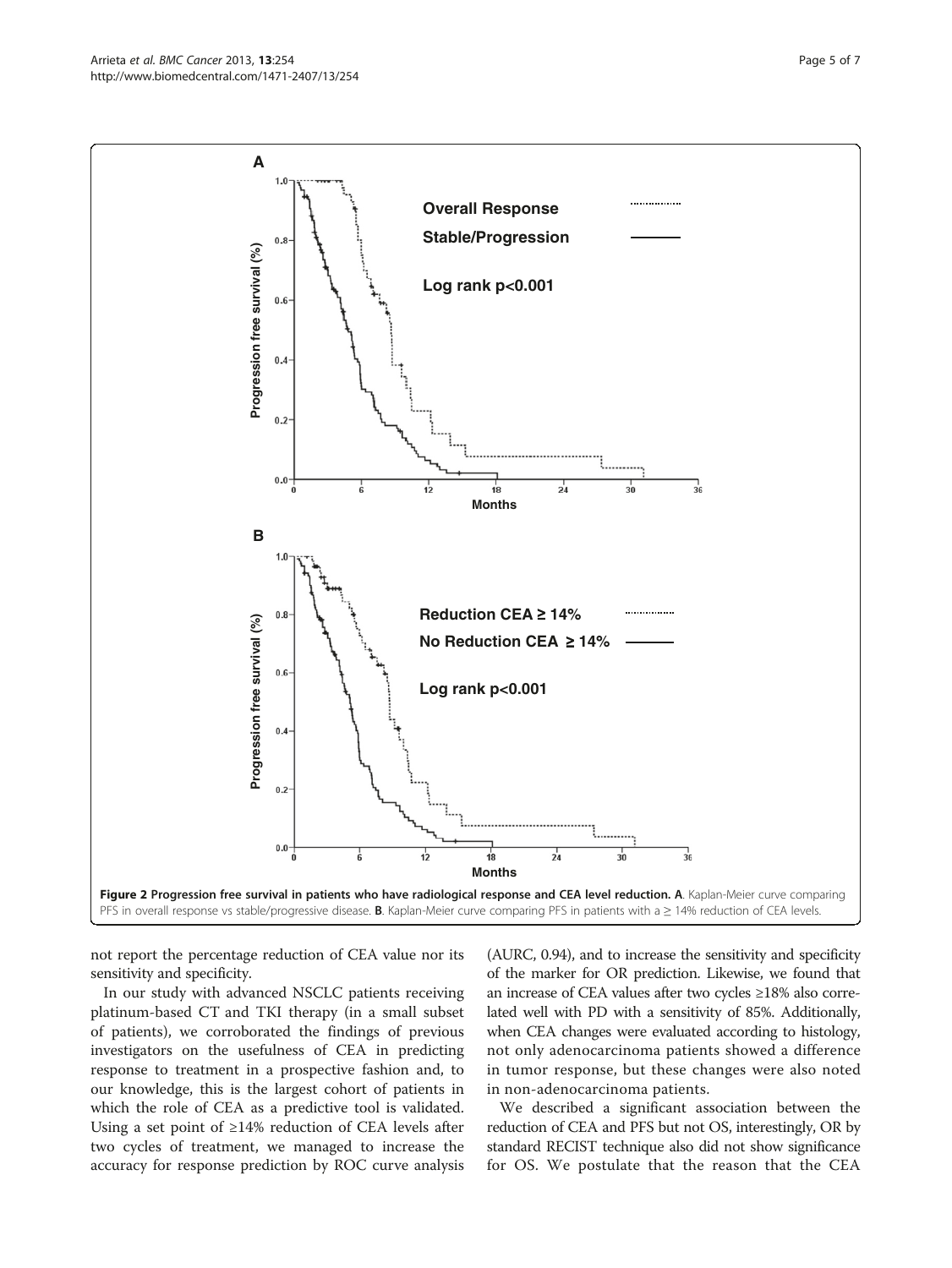**Figure 2 Progression free survival in patients who have radiological response and CEA level reduction. A**. Kaplan-Meier curve comparing PFS in overall response vs stable/progressive disease. **B**. Kaplan-Meier curve comparing PFS in patients with a ≥ 14% reduction of CEA levels.

not report the percentage reduction of CEA value nor its sensitivity and specificity.

In our study with advanced NSCLC patients receiving platinum-based CT and TKI therapy (in a small subset of patients), we corroborated the findings of previous investigators on the usefulness of CEA in predicting response to treatment in a prospective fashion and, to our knowledge, this is the largest cohort of patients in which the role of CEA as a predictive tool is validated. Using a set point of ≥14% reduction of CEA levels after two cycles of treatment, we managed to increase the accuracy for response prediction by ROC curve analysis (AURC, 0.94), and to increase the sensitivity and specificity of the marker for OR prediction. Likewise, we found that an increase of CEA values after two cycles ≥18% also correlated well with PD with a sensitivity of 85%. Additionally, when CEA changes were evaluated according to histology, not only adenocarcinoma patients showed a difference in tumor response, but these changes were also noted in non-adenocarcinoma patients.

We described a significant association between the reduction of CEA and PFS but not OS, interestingly, OR by standard RECIST technique also did not show significance for OS. We postulate that the reason that the CEA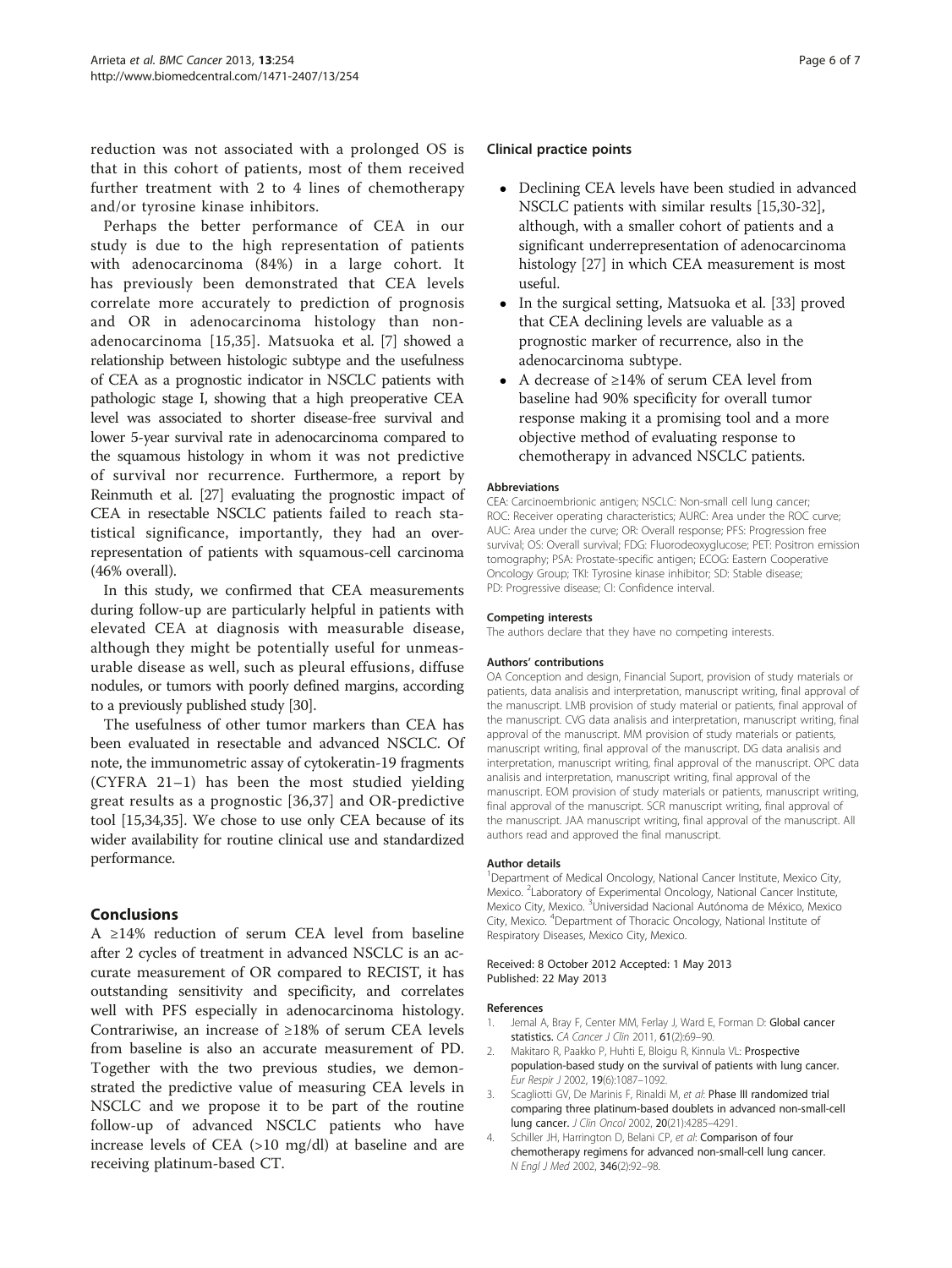reduction was not associated with a prolonged OS is that in this cohort of patients, most of them received further treatment with 2 to 4 lines of chemotherapy and/or tyrosine kinase inhibitors.

Perhaps the better performance of CEA in our study is due to the high representation of patients with adenocarcinoma (84%) in a large cohort. It has previously been demonstrated that CEA levels correlate more accurately to prediction of prognosis and OR in adenocarcinoma histology than non-adenocarcinoma [15,35]. Matsuoka et al. [7] showed a relationship between histologic subtype and the usefulness of CEA as a prognostic indicator in NSCLC patients with pathologic stage I, showing that a high preoperative CEA level was associated to shorter disease-free survival and lower 5-year survival rate in adenocarcinoma compared to the squamous histology in whom it was not predictive of survival nor recurrence. Furthermore, a report by Reinmuth et al. [27] evaluating the prognostic impact of CEA in resectable NSCLC patients failed to reach statistical significance, importantly, they had an over-representation of patients with squamous-cell carcinoma (46% overall).

In this study, we confirmed that CEA measurements during follow-up are particularly helpful in patients with elevated CEA at diagnosis with measurable disease, although they might be potentially useful for unmeasurable disease as well, such as pleural effusions, diffuse nodules, or tumors with poorly defined margins, according to a previously published study [30].

The usefulness of other tumor markers than CEA has been evaluated in resectable and advanced NSCLC. Of note, the immunometric assay of cytokeratin-19 fragments (CYFRA 21–1) has been the most studied yielding great results as a prognostic [36,37] and OR-predictive tool [15,34,35]. We chose to use only CEA because of its wider availability for routine clinical use and standardized performance.

## Conclusions

A ≥14% reduction of serum CEA level from baseline after 2 cycles of treatment in advanced NSCLC is an accurate measurement of OR compared to RECIST, it has outstanding sensitivity and specificity, and correlates well with PFS especially in adenocarcinoma histology. Contrariwise, an increase of ≥18% of serum CEA levels from baseline is also an accurate measurement of PD. Together with the two previous studies, we demonstrated the predictive value of measuring CEA levels in NSCLC and we propose it to be part of the routine follow-up of advanced NSCLC patients who have increase levels of CEA (>10 mg/dl) at baseline and are receiving platinum-based CT.

### Clinical practice points

- Declining CEA levels have been studied in advanced NSCLC patients with similar results [15,30-32], although, with a smaller cohort of patients and a significant underrepresentation of adenocarcinoma histology [27] in which CEA measurement is most useful.
- In the surgical setting, Matsuoka et al. [33] proved that CEA declining levels are valuable as a prognostic marker of recurrence, also in the adenocarcinoma subtype.
- A decrease of ≥14% of serum CEA level from baseline had 90% specificity for overall tumor response making it a promising tool and a more objective method of evaluating response to chemotherapy in advanced NSCLC patients.

#### Abbreviations

CEA: Carcinoembrionic antigen; NSCLC: Non-small cell lung cancer; ROC: Receiver operating characteristics; AURC: Area under the ROC curve; AUC: Area under the curve; OR: Overall response; PFS: Progression free survival; OS: Overall survival; FDG: Fluorodeoxyglucose; PET: Positron emission tomography; PSA: Prostate-specific antigen; ECOG: Eastern Cooperative Oncology Group; TKI: Tyrosine kinase inhibitor; SD: Stable disease; PD: Progressive disease; CI: Confidence interval.

#### Competing interests

The authors declare that they have no competing interests.

#### Authors' contributions

OA Conception and design, Financial Suport, provision of study materials or patients, data analisis and interpretation, manuscript writing, final approval of the manuscript. LMB provision of study material or patients, final approval of the manuscript. CVG data analisis and interpretation, manuscript writing, final approval of the manuscript. MM provision of study materials or patients, manuscript writing, final approval of the manuscript. DG data analisis and interpretation, manuscript writing, final approval of the manuscript. OPC data analisis and interpretation, manuscript writing, final approval of the manuscript. EOM provision of study materials or patients, manuscript writing, final approval of the manuscript. SCR manuscript writing, final approval of the manuscript. JAA manuscript writing, final approval of the manuscript. All authors read and approved the final manuscript.

#### Author details

[1]Department of Medical Oncology, National Cancer Institute, Mexico City, Mexico. [2]Laboratory of Experimental Oncology, National Cancer Institute, Mexico City, México. [3]Universidad Nacional Autónoma de México, Mexico City, Mexico. [4]Department of Thoracic Oncology, National Institute of Respiratory Diseases, Mexico City, Mexico.

Received: 8 October 2012 Accepted: 1 May 2013
Published: 22 May 2013

#### References

1. Jemal A, Bray F, Center MM, Ferlay J, Ward E, Forman D: **Global cancer statistics.** *CA Cancer J Clin* 2011, **61**(2):69–90.
2. Makitaro R, Paakko P, Huhti E, Bloigu R, Kinnula VL: **Prospective population-based study on the survival of patients with lung cancer.** *Eur Respir J* 2002, **19**(6):1087–1092.
3. Scagliotti GV, De Marinis F, Rinaldi M, *et al*: **Phase III randomized trial comparing three platinum-based doublets in advanced non-small-cell lung cancer.** *J Clin Oncol* 2002, **20**(21):4285–4291.
4. Schiller JH, Harrington D, Belani CP, *et al*: **Comparison of four chemotherapy regimens for advanced non-small-cell lung cancer.** *N Engl J Med* 2002, **346**(2):92–98.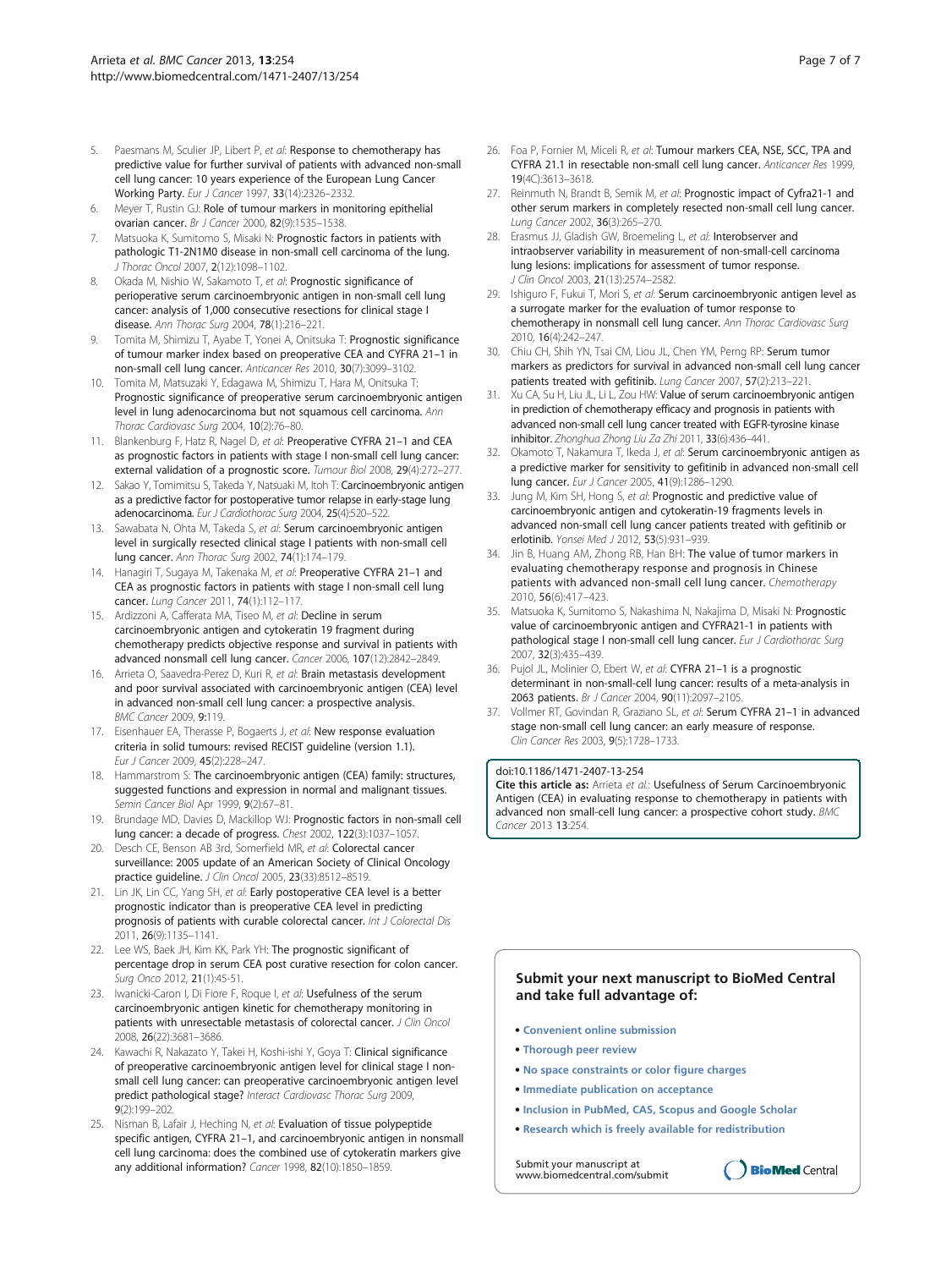5. Paesmans M, Sculier JP, Libert P, *et al*: Response to chemotherapy has predictive value for further survival of patients with advanced non-small cell lung cancer: 10 years experience of the European Lung Cancer Working Party. *Eur J Cancer* 1997, 33(14):2326–2332.
6. Meyer T, Rustin GJ: Role of tumour markers in monitoring epithelial ovarian cancer. *Br J Cancer* 2000, 82(9):1535–1538.
7. Matsuoka K, Sumitomo S, Misaki N: Prognostic factors in patients with pathologic T1-2N1M0 disease in non-small cell carcinoma of the lung. *J Thorac Oncol* 2007, 2(12):1098–1102.
8. Okada M, Nishio W, Sakamoto T, *et al*: Prognostic significance of perioperative serum carcinoembryonic antigen in non-small cell lung cancer: analysis of 1,000 consecutive resections for clinical stage I disease. *Ann Thorac Surg* 2004, 78(1):216–221.
9. Tomita M, Shimizu T, Ayabe T, Yonei A, Onitsuka T: Prognostic significance of tumour marker index based on preoperative CEA and CYFRA 21–1 in non-small cell lung cancer. *Anticancer Res* 2010, 30(7):3099–3102.
10. Tomita M, Matsuzaki Y, Edagawa M, Shimizu T, Hara M, Onitsuka T: Prognostic significance of preoperative serum carcinoembryonic antigen level in lung adenocarcinoma but not squamous cell carcinoma. *Ann Thorac Cardiovasc Surg* 2004, 10(2):76–80.
11. Blankenburg F, Hatz R, Nagel D, *et al*: Preoperative CYFRA 21–1 and CEA as prognostic factors in patients with stage I non-small cell lung cancer: external validation of a prognostic score. *Tumour Biol* 2008, 29(4):272–277.
12. Sakao Y, Tomimitsu S, Takeda Y, Natsuaki M, Itoh T: Carcinoembryonic antigen as a predictive factor for postoperative tumor relapse in early-stage lung adenocarcinoma. *Eur J Cardiothorac Surg* 2004, 25(4):520–522.
13. Sawabata N, Ohta M, Takeda S, *et al*: Serum carcinoembryonic antigen level in surgically resected clinical stage I patients with non-small cell lung cancer. *Ann Thorac Surg* 2002, 74(1):174–179.
14. Hanagiri T, Sugaya M, Takenaka M, *et al*: Preoperative CYFRA 21–1 and CEA as prognostic factors in patients with stage I non-small cell lung cancer. *Lung Cancer* 2011, 74(1):112–117.
15. Ardizzoni A, Cafferata MA, Tiseo M, *et al*: Decline in serum carcinoembryonic antigen and cytokeratin 19 fragment during chemotherapy predicts objective response and survival in patients with advanced nonsmall cell lung cancer. *Cancer* 2006, 107(12):2842–2849.
16. Arrieta O, Saavedra-Perez D, Kuri R, *et al*: Brain metastasis development and poor survival associated with carcinoembryonic antigen (CEA) level in advanced non-small cell lung cancer: a prospective analysis. *BMC Cancer* 2009, 9:119.
17. Eisenhauer EA, Therasse P, Bogaerts J, *et al*: New response evaluation criteria in solid tumours: revised RECIST guideline (version 1.1). *Eur J Cancer* 2009, 45(2):228–247.
18. Hammarstrom S: The carcinoembryonic antigen (CEA) family: structures, suggested functions and expression in normal and malignant tissues. *Semin Cancer Biol* Apr 1999, 9(2):67–81.
19. Brundage MD, Davies D, Mackillop WJ: Prognostic factors in non-small cell lung cancer: a decade of progress. *Chest* 2002, 122(3):1037–1057.
20. Desch CE, Benson AB 3rd, Somerfield MR, *et al*: Colorectal cancer surveillance: 2005 update of an American Society of Clinical Oncology practice guideline. *J Clin Oncol* 2005, 23(33):8512–8519.
21. Lin JK, Lin CC, Yang SH, *et al*: Early postoperative CEA level is a better prognostic indicator than is preoperative CEA level in predicting prognosis of patients with curable colorectal cancer. *Int J Colorectal Dis* 2011, 26(9):1135–1141.
22. Lee WS, Baek JH, Kim KK, Park YH: The prognostic significant of percentage drop in serum CEA post curative resection for colon cancer. *Surg Onco* 2012, 21(1):45-51.
23. Iwanicki-Caron I, Di Fiore F, Roque I, *et al*: Usefulness of the serum carcinoembryonic antigen kinetic for chemotherapy monitoring in patients with unresectable metastasis of colorectal cancer. *J Clin Oncol* 2008, 26(22):3681–3686.
24. Kawachi R, Nakazato Y, Takei H, Koshi-ishi Y, Goya T: Clinical significance of preoperative carcinoembryonic antigen level for clinical stage I non-small cell lung cancer: can preoperative carcinoembryonic antigen level predict pathological stage? *Interact Cardiovasc Thorac Surg* 2009, 9(2):199–202.
25. Nisman B, Lafair J, Heching N, *et al*: Evaluation of tissue polypeptide specific antigen, CYFRA 21–1, and carcinoembryonic antigen in nonsmall cell lung carcinoma: does the combined use of cytokeratin markers give any additional information? *Cancer* 1998, 82(10):1850–1859.
26. Foa P, Fornier M, Miceli R, *et al*: Tumour markers CEA, NSE, SCC, TPA and CYFRA 21.1 in resectable non-small cell lung cancer. *Anticancer Res* 1999, 19(4C):3613–3618.
27. Reinmuth N, Brandt B, Semik M, *et al*: Prognostic impact of Cyfra21-1 and other serum markers in completely resected non-small cell lung cancer. *Lung Cancer* 2002, 36(3):265–270.
28. Erasmus JJ, Gladish GW, Broemeling L, *et al*: Interobserver and intraobserver variability in measurement of non-small-cell carcinoma lung lesions: implications for assessment of tumor response. *J Clin Oncol* 2003, 21(13):2574–2582.
29. Ishiguro F, Fukui T, Mori S, *et al*: Serum carcinoembryonic antigen level as a surrogate marker for the evaluation of tumor response to chemotherapy in nonsmall cell lung cancer. *Ann Thorac Cardiovasc Surg* 2010, 16(4):242–247.
30. Chiu CH, Shih YN, Tsai CM, Liou JL, Chen YM, Perng RP: Serum tumor markers as predictors for survival in advanced non-small cell lung cancer patients treated with gefitinib. *Lung Cancer* 2007, 57(2):213–221.
31. Xu CA, Su H, Liu JL, Li L, Zou HW: Value of serum carcinoembryonic antigen in prediction of chemotherapy efficacy and prognosis in patients with advanced non-small cell lung cancer treated with EGFR-tyrosine kinase inhibitor. *Zhonghua Zhong Liu Za Zhi* 2011, 33(6):436–441.
32. Okamoto T, Nakamura T, Ikeda J, *et al*: Serum carcinoembryonic antigen as a predictive marker for sensitivity to gefitinib in advanced non-small cell lung cancer. *Eur J Cancer* 2005, 41(9):1286–1290.
33. Jung M, Kim SH, Hong S, *et al*: Prognostic and predictive value of carcinoembryonic antigen and cytokeratin-19 fragments levels in advanced non-small cell lung cancer patients treated with gefitinib or erlotinib. *Yonsei Med J* 2012, 53(5):931–939.
34. Jin B, Huang AM, Zhong RB, Han BH: The value of tumor markers in evaluating chemotherapy response and prognosis in Chinese patients with advanced non-small cell lung cancer. *Chemotherapy* 2010, 56(6):417–423.
35. Matsuoka K, Sumitomo S, Nakashima N, Nakajima D, Misaki N: Prognostic value of carcinoembryonic antigen and CYFRA21-1 in patients with pathological stage I non-small cell lung cancer. *Eur J Cardiothorac Surg* 2007, 32(3):435–439.
36. Pujol JL, Molinier O, Ebert W, *et al*: CYFRA 21–1 is a prognostic determinant in non-small-cell lung cancer: results of a meta-analysis in 2063 patients. *Br J Cancer* 2004, 90(11):2097–2105.
37. Vollmer RT, Govindan R, Graziano SL, *et al*: Serum CYFRA 21–1 in advanced stage non-small cell lung cancer: an early measure of response. *Clin Cancer Res* 2003, 9(5):1728–1733.

doi:10.1186/1471-2407-13-254

**Cite this article as:** Arrieta *et al.*: Usefulness of Serum Carcinoembryonic Antigen (CEA) in evaluating response to chemotherapy in patients with advanced non small-cell lung cancer: a prospective cohort study. *BMC Cancer* 2013 13:254.

**Submit your next manuscript to BioMed Central and take full advantage of:**

- Convenient online submission
- Thorough peer review
- No space constraints or color figure charges
- Immediate publication on acceptance
- Inclusion in PubMed, CAS, Scopus and Google Scholar
- Research which is freely available for redistribution

Submit your manuscript at www.biomedcentral.com/submit

BioMed Central